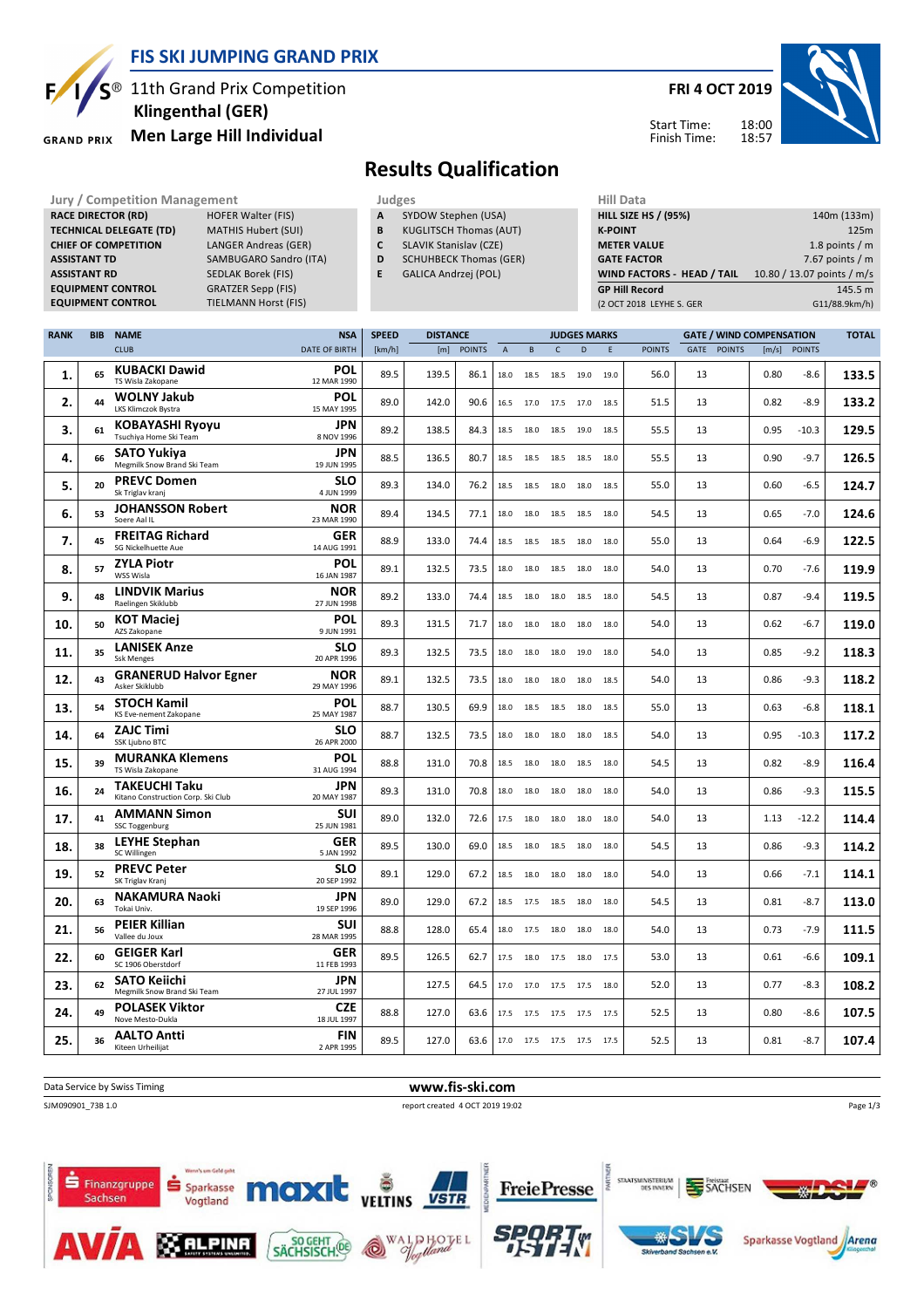# FIS SKI JUMPING GRAND PRIX

11th Grand Prix Competition
**Klingenthal (GER)**
**Men Large Hill Individual**

**FRI 4 OCT 2019**

Start Time: 18:00
Finish Time: 18:57

## Results Qualification

| Jury / Competition Management | |
|---|---|
| **RACE DIRECTOR (RD)** | HOFER Walter (FIS) |
| **TECHNICAL DELEGATE (TD)** | MATHIS Hubert (SUI) |
| **CHIEF OF COMPETITION** | LANGER Andreas (GER) |
| **ASSISTANT TD** | SAMBUGARO Sandro (ITA) |
| **ASSISTANT RD** | SEDLAK Borek (FIS) |
| **EQUIPMENT CONTROL** | GRATZER Sepp (FIS) |
| **EQUIPMENT CONTROL** | TIELMANN Horst (FIS) |

| Judges | |
|---|---|
| **A** | SYDOW Stephen (USA) |
| **B** | KUGLITSCH Thomas (AUT) |
| **C** | SLAVIK Stanislav (CZE) |
| **D** | SCHUHBECK Thomas (GER) |
| **E** | GALICA Andrzej (POL) |

| Hill Data | |
|---|---|
| **HILL SIZE HS / (95%)** | 140m (133m) |
| **K-POINT** | 125m |
| **METER VALUE** | 1.8 points / m |
| **GATE FACTOR** | 7.67 points / m |
| **WIND FACTORS - HEAD / TAIL** | 10.80 / 13.07 points / m/s |
| **GP Hill Record** | 145.5 m |
| (2 OCT 2018 LEYHE S. GER | G11/88.9km/h) |

| RANK | BIB | NAME / CLUB | NSA / DATE OF BIRTH | SPEED [km/h] | DISTANCE [m] | DISTANCE POINTS | A | B | C | D | E | JUDGES POINTS | GATE | GATE POINTS | WIND [m/s] | WIND POINTS | TOTAL |
|---|---|---|---|---|---|---|---|---|---|---|---|---|---|---|---|---|---|
| 1. | 65 | **KUBACKI Dawid** TS Wisla Zakopane | **POL** 12 MAR 1990 | 89.5 | 139.5 | 86.1 | 18.0 | 18.5 | 18.5 | 19.0 | 19.0 | 56.0 | 13 | | 0.80 | -8.6 | **133.5** |
| 2. | 44 | **WOLNY Jakub** LKS Klimczok Bystra | **POL** 15 MAY 1995 | 89.0 | 142.0 | 90.6 | 16.5 | 17.0 | 17.5 | 17.0 | 18.5 | 51.5 | 13 | | 0.82 | -8.9 | **133.2** |
| 3. | 61 | **KOBAYASHI Ryoyu** Tsuchiya Home Ski Team | **JPN** 8 NOV 1996 | 89.2 | 138.5 | 84.3 | 18.5 | 18.0 | 18.5 | 19.0 | 18.5 | 55.5 | 13 | | 0.95 | -10.3 | **129.5** |
| 4. | 66 | **SATO Yukiya** Megmilk Snow Brand Ski Team | **JPN** 19 JUN 1995 | 88.5 | 136.5 | 80.7 | 18.5 | 18.5 | 18.5 | 18.5 | 18.0 | 55.5 | 13 | | 0.90 | -9.7 | **126.5** |
| 5. | 20 | **PREVC Domen** Sk Triglav kranj | **SLO** 4 JUN 1999 | 89.3 | 134.0 | 76.2 | 18.5 | 18.5 | 18.0 | 18.0 | 18.5 | 55.0 | 13 | | 0.60 | -6.5 | **124.7** |
| 6. | 53 | **JOHANSSON Robert** Soere Aal IL | **NOR** 23 MAR 1990 | 89.4 | 134.5 | 77.1 | 18.0 | 18.0 | 18.5 | 18.5 | 18.0 | 54.5 | 13 | | 0.65 | -7.0 | **124.6** |
| 7. | 45 | **FREITAG Richard** SG Nickelhuette Aue | **GER** 14 AUG 1991 | 88.9 | 133.0 | 74.4 | 18.5 | 18.5 | 18.5 | 18.0 | 18.0 | 55.0 | 13 | | 0.64 | -6.9 | **122.5** |
| 8. | 57 | **ZYLA Piotr** WSS Wisla | **POL** 16 JAN 1987 | 89.1 | 132.5 | 73.5 | 18.0 | 18.0 | 18.5 | 18.0 | 18.0 | 54.0 | 13 | | 0.70 | -7.6 | **119.9** |
| 9. | 48 | **LINDVIK Marius** Raelingen Skiklubb | **NOR** 27 JUN 1998 | 89.2 | 133.0 | 74.4 | 18.5 | 18.0 | 18.0 | 18.5 | 18.0 | 54.5 | 13 | | 0.87 | -9.4 | **119.5** |
| 10. | 50 | **KOT Maciej** AZS Zakopane | **POL** 9 JUN 1991 | 89.3 | 131.5 | 71.7 | 18.0 | 18.0 | 18.0 | 18.0 | 18.0 | 54.0 | 13 | | 0.62 | -6.7 | **119.0** |
| 11. | 35 | **LANISEK Anze** Ssk Menges | **SLO** 20 APR 1996 | 89.3 | 132.5 | 73.5 | 18.0 | 18.0 | 18.0 | 19.0 | 18.0 | 54.0 | 13 | | 0.85 | -9.2 | **118.3** |
| 12. | 43 | **GRANERUD Halvor Egner** Asker Skiklubb | **NOR** 29 MAY 1996 | 89.1 | 132.5 | 73.5 | 18.0 | 18.0 | 18.0 | 18.0 | 18.5 | 54.0 | 13 | | 0.86 | -9.3 | **118.2** |
| 13. | 54 | **STOCH Kamil** KS Eve-nement Zakopane | **POL** 25 MAY 1987 | 88.7 | 130.5 | 69.9 | 18.0 | 18.5 | 18.5 | 18.0 | 18.5 | 55.0 | 13 | | 0.63 | -6.8 | **118.1** |
| 14. | 64 | **ZAJC Timi** SSK Ljubno BTC | **SLO** 26 APR 2000 | 88.7 | 132.5 | 73.5 | 18.0 | 18.0 | 18.0 | 18.0 | 18.5 | 54.0 | 13 | | 0.95 | -10.3 | **117.2** |
| 15. | 39 | **MURANKA Klemens** TS Wisla Zakopane | **POL** 31 AUG 1994 | 88.8 | 131.0 | 70.8 | 18.5 | 18.0 | 18.0 | 18.5 | 18.0 | 54.5 | 13 | | 0.82 | -8.9 | **116.4** |
| 16. | 24 | **TAKEUCHI Taku** Kitano Construction Corp. Ski Club | **JPN** 20 MAY 1987 | 89.3 | 131.0 | 70.8 | 18.0 | 18.0 | 18.0 | 18.0 | 18.0 | 54.0 | 13 | | 0.86 | -9.3 | **115.5** |
| 17. | 41 | **AMMANN Simon** SSC Toggenburg | **SUI** 25 JUN 1981 | 89.0 | 132.0 | 72.6 | 17.5 | 18.0 | 18.0 | 18.0 | 18.0 | 54.0 | 13 | | 1.13 | -12.2 | **114.4** |
| 18. | 38 | **LEYHE Stephan** SC Willingen | **GER** 5 JAN 1992 | 89.5 | 130.0 | 69.0 | 18.5 | 18.0 | 18.5 | 18.0 | 18.0 | 54.5 | 13 | | 0.86 | -9.3 | **114.2** |
| 19. | 52 | **PREVC Peter** SK Triglav Kranj | **SLO** 20 SEP 1992 | 89.1 | 129.0 | 67.2 | 18.5 | 18.0 | 18.0 | 18.0 | 18.0 | 54.0 | 13 | | 0.66 | -7.1 | **114.1** |
| 20. | 63 | **NAKAMURA Naoki** Tokai Univ. | **JPN** 19 SEP 1996 | 89.0 | 129.0 | 67.2 | 18.5 | 17.5 | 18.5 | 18.0 | 18.0 | 54.5 | 13 | | 0.81 | -8.7 | **113.0** |
| 21. | 56 | **PEIER Killian** Vallee du Joux | **SUI** 28 MAR 1995 | 88.8 | 128.0 | 65.4 | 18.0 | 17.5 | 18.0 | 18.0 | 18.0 | 54.0 | 13 | | 0.73 | -7.9 | **111.5** |
| 22. | 60 | **GEIGER Karl** SC 1906 Oberstdorf | **GER** 11 FEB 1993 | 89.5 | 126.5 | 62.7 | 17.5 | 18.0 | 17.5 | 18.0 | 17.5 | 53.0 | 13 | | 0.61 | -6.6 | **109.1** |
| 23. | 62 | **SATO Keiichi** Megmilk Snow Brand Ski Team | **JPN** 27 JUL 1997 | | 127.5 | 64.5 | 17.0 | 17.0 | 17.5 | 17.5 | 18.0 | 52.0 | 13 | | 0.77 | -8.3 | **108.2** |
| 24. | 49 | **POLASEK Viktor** Nove Mesto-Dukla | **CZE** 18 JUL 1997 | 88.8 | 127.0 | 63.6 | 17.5 | 17.5 | 17.5 | 17.5 | 17.5 | 52.5 | 13 | | 0.80 | -8.6 | **107.5** |
| 25. | 36 | **AALTO Antti** Kiteen Urheilijat | **FIN** 2 APR 1995 | 89.5 | 127.0 | 63.6 | 17.0 | 17.5 | 17.5 | 17.5 | 17.5 | 52.5 | 13 | | 0.81 | -8.7 | **107.4** |

Data Service by Swiss Timing — www.fis-ski.com

SJM090901_73B 1.0 — report created 4 OCT 2019 19:02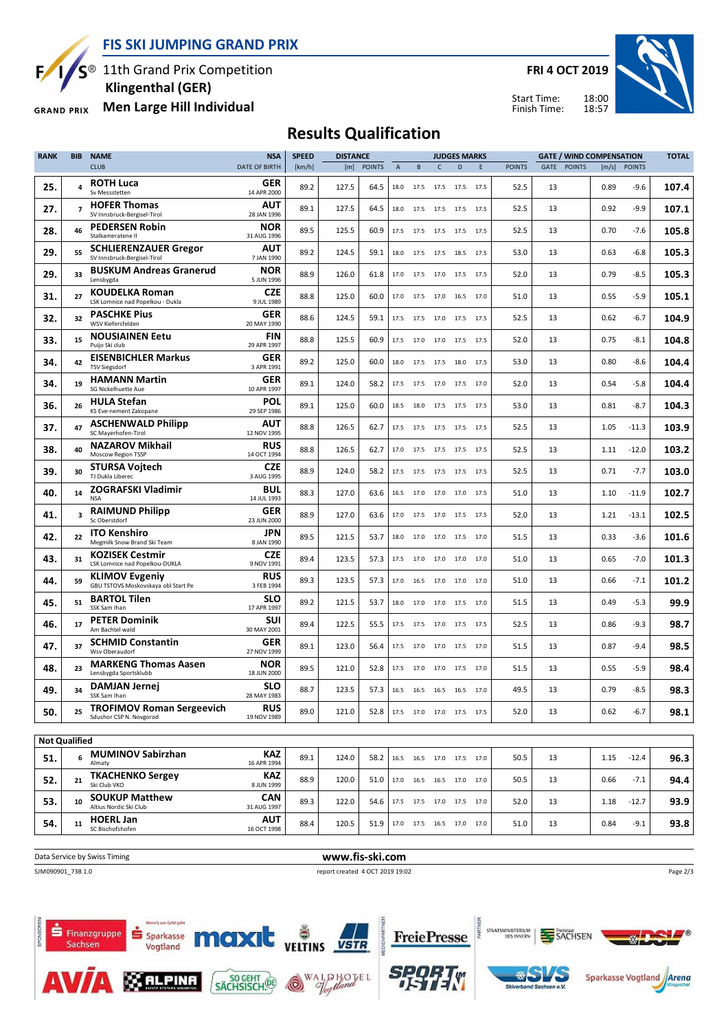# FIS SKI JUMPING GRAND PRIX

11th Grand Prix Competition
**Klingenthal (GER)**
**Men Large Hill Individual**

**FRI 4 OCT 2019**

Start Time: 18:00
Finish Time: 18:57

## Results Qualification

| RANK | BIB | NAME / CLUB | NSA / DATE OF BIRTH | SPEED [km/h] | DISTANCE [m] | DISTANCE POINTS | A | B | C | D | E | JUDGES POINTS | GATE | GATE POINTS | WIND [m/s] | WIND POINTS | TOTAL |
|---|---|---|---|---|---|---|---|---|---|---|---|---|---|---|---|---|---|
| 25. | 4 | **ROTH Luca** Sv Messstetten | GER 14 APR 2000 | 89.2 | 127.5 | 64.5 | 18.0 | 17.5 | 17.5 | 17.5 | 17.5 | 52.5 | 13 | | 0.89 | -9.6 | 107.4 |
| 27. | 7 | **HOFER Thomas** SV Innsbruck-Bergisel-Tirol | AUT 28 JAN 1996 | 89.1 | 127.5 | 64.5 | 18.0 | 17.5 | 17.5 | 17.5 | 17.5 | 52.5 | 13 | | 0.92 | -9.9 | 107.1 |
| 28. | 46 | **PEDERSEN Robin** Stalkameratene Il | NOR 31 AUG 1996 | 89.5 | 125.5 | 60.9 | 17.5 | 17.5 | 17.5 | 17.5 | 17.5 | 52.5 | 13 | | 0.70 | -7.6 | 105.8 |
| 29. | 55 | **SCHLIERENZAUER Gregor** SV Innsbruck-Bergisel-Tirol | AUT 7 JAN 1990 | 89.2 | 124.5 | 59.1 | 18.0 | 17.5 | 17.5 | 18.5 | 17.5 | 53.0 | 13 | | 0.63 | -6.8 | 105.3 |
| 29. | 33 | **BUSKUM Andreas Granerud** Lensbygda | NOR 5 JUN 1996 | 88.9 | 126.0 | 61.8 | 17.0 | 17.5 | 17.0 | 17.5 | 17.5 | 52.0 | 13 | | 0.79 | -8.5 | 105.3 |
| 31. | 27 | **KOUDELKA Roman** LSK Lomnice nad Popelkou - Dukla | CZE 9 JUL 1989 | 88.8 | 125.0 | 60.0 | 17.0 | 17.5 | 17.0 | 16.5 | 17.0 | 51.0 | 13 | | 0.55 | -5.9 | 105.1 |
| 32. | 32 | **PASCHKE Pius** WSV Kiefersfelden | GER 20 MAY 1990 | 88.6 | 124.5 | 59.1 | 17.5 | 17.5 | 17.0 | 17.5 | 17.5 | 52.5 | 13 | | 0.62 | -6.7 | 104.9 |
| 33. | 15 | **NOUSIAINEN Eetu** Puijo Ski club | FIN 29 APR 1997 | 88.8 | 125.5 | 60.9 | 17.5 | 17.0 | 17.0 | 17.5 | 17.5 | 52.0 | 13 | | 0.75 | -8.1 | 104.8 |
| 34. | 42 | **EISENBICHLER Markus** TSV Siegsdorf | GER 3 APR 1991 | 89.2 | 125.0 | 60.0 | 18.0 | 17.5 | 17.5 | 18.0 | 17.5 | 53.0 | 13 | | 0.80 | -8.6 | 104.4 |
| 34. | 19 | **HAMANN Martin** SG Nickelhuette Aue | GER 10 APR 1997 | 89.1 | 124.0 | 58.2 | 17.5 | 17.5 | 17.0 | 17.5 | 17.0 | 52.0 | 13 | | 0.54 | -5.8 | 104.4 |
| 36. | 26 | **HULA Stefan** KS Eve-nement Zakopane | POL 29 SEP 1986 | 89.1 | 125.0 | 60.0 | 18.5 | 18.0 | 17.5 | 17.5 | 17.5 | 53.0 | 13 | | 0.81 | -8.7 | 104.3 |
| 37. | 47 | **ASCHENWALD Philipp** SC Mayerhofen-Tirol | AUT 12 NOV 1995 | 88.8 | 126.5 | 62.7 | 17.5 | 17.5 | 17.5 | 17.5 | 17.5 | 52.5 | 13 | | 1.05 | -11.3 | 103.9 |
| 38. | 40 | **NAZAROV Mikhail** Moscow Region TSSP | RUS 14 OCT 1994 | 88.8 | 126.5 | 62.7 | 17.0 | 17.5 | 17.5 | 17.5 | 17.5 | 52.5 | 13 | | 1.11 | -12.0 | 103.2 |
| 39. | 30 | **STURSA Vojtech** TJ Dukla Liberec | CZE 3 AUG 1995 | 88.9 | 124.0 | 58.2 | 17.5 | 17.5 | 17.5 | 17.5 | 17.5 | 52.5 | 13 | | 0.71 | -7.7 | 103.0 |
| 40. | 14 | **ZOGRAFSKI Vladimir** NSA | BUL 14 JUL 1993 | 88.3 | 127.0 | 63.6 | 16.5 | 17.0 | 17.0 | 17.0 | 17.5 | 51.0 | 13 | | 1.10 | -11.9 | 102.7 |
| 41. | 3 | **RAIMUND Philipp** Sc Oberstdorf | GER 23 JUN 2000 | 88.9 | 127.0 | 63.6 | 17.0 | 17.5 | 17.0 | 17.5 | 17.5 | 52.0 | 13 | | 1.21 | -13.1 | 102.5 |
| 42. | 22 | **ITO Kenshiro** Megmilk Snow Brand Ski Team | JPN 8 JAN 1990 | 89.5 | 121.5 | 53.7 | 18.0 | 17.0 | 17.0 | 17.5 | 17.0 | 51.5 | 13 | | 0.33 | -3.6 | 101.6 |
| 43. | 31 | **KOZISEK Cestmir** LSK Lomnice nad Popelkou-DUKLA | CZE 9 NOV 1991 | 89.4 | 123.5 | 57.3 | 17.5 | 17.0 | 17.0 | 17.0 | 17.0 | 51.0 | 13 | | 0.65 | -7.0 | 101.3 |
| 44. | 59 | **KLIMOV Evgeniy** GBU TSTOVS Moskovskaya obl Start Pe | RUS 3 FEB 1994 | 89.3 | 123.5 | 57.3 | 17.0 | 16.5 | 17.0 | 17.0 | 17.0 | 51.0 | 13 | | 0.66 | -7.1 | 101.2 |
| 45. | 51 | **BARTOL Tilen** SSK Sam Ihan | SLO 17 APR 1997 | 89.2 | 121.5 | 53.7 | 18.0 | 17.0 | 17.0 | 17.5 | 17.0 | 51.5 | 13 | | 0.49 | -5.3 | 99.9 |
| 46. | 17 | **PETER Dominik** Am Bachtel wald | SUI 30 MAY 2001 | 89.4 | 122.5 | 55.5 | 17.5 | 17.5 | 17.0 | 17.5 | 17.5 | 52.5 | 13 | | 0.86 | -9.3 | 98.7 |
| 47. | 37 | **SCHMID Constantin** Wsv Oberaudorf | GER 27 NOV 1999 | 89.1 | 123.0 | 56.4 | 17.5 | 17.0 | 17.0 | 17.5 | 17.0 | 51.5 | 13 | | 0.87 | -9.4 | 98.5 |
| 48. | 23 | **MARKENG Thomas Aasen** Lensbygda Sportsklubb | NOR 18 JUN 2000 | 89.5 | 121.0 | 52.8 | 17.5 | 17.0 | 17.0 | 17.5 | 17.0 | 51.5 | 13 | | 0.55 | -5.9 | 98.4 |
| 49. | 34 | **DAMJAN Jernej** SSK Sam Ihan | SLO 28 MAY 1983 | 88.7 | 123.5 | 57.3 | 16.5 | 16.5 | 16.5 | 16.5 | 17.0 | 49.5 | 13 | | 0.79 | -8.5 | 98.3 |
| 50. | 25 | **TROFIMOV Roman Sergeevich** Sdushor CSP N. Novgorod | RUS 19 NOV 1989 | 89.0 | 121.0 | 52.8 | 17.5 | 17.0 | 17.0 | 17.5 | 17.5 | 52.0 | 13 | | 0.62 | -6.7 | 98.1 |

**Not Qualified**

| RANK | BIB | NAME / CLUB | NSA / DATE OF BIRTH | SPEED [km/h] | DISTANCE [m] | DISTANCE POINTS | A | B | C | D | E | JUDGES POINTS | GATE | GATE POINTS | WIND [m/s] | WIND POINTS | TOTAL |
|---|---|---|---|---|---|---|---|---|---|---|---|---|---|---|---|---|---|
| 51. | 6 | **MUMINOV Sabirzhan** Almaty | KAZ 16 APR 1994 | 89.1 | 124.0 | 58.2 | 16.5 | 16.5 | 17.0 | 17.5 | 17.0 | 50.5 | 13 | | 1.15 | -12.4 | 96.3 |
| 52. | 21 | **TKACHENKO Sergey** Ski Club VKO | KAZ 8 JUN 1999 | 88.9 | 120.0 | 51.0 | 17.0 | 16.5 | 16.5 | 17.0 | 17.0 | 50.5 | 13 | | 0.66 | -7.1 | 94.4 |
| 53. | 10 | **SOUKUP Matthew** Altius Nordic Ski Club | CAN 31 AUG 1997 | 89.3 | 122.0 | 54.6 | 17.5 | 17.5 | 17.0 | 17.5 | 17.0 | 52.0 | 13 | | 1.18 | -12.7 | 93.9 |
| 54. | 11 | **HOERL Jan** SC Bischofshofen | AUT 16 OCT 1998 | 88.4 | 120.5 | 51.9 | 17.0 | 17.5 | 16.5 | 17.0 | 17.0 | 51.0 | 13 | | 0.84 | -9.1 | 93.8 |

Data Service by Swiss Timing — www.fis-ski.com

SJM090901_73B 1.0 — report created 4 OCT 2019 19:02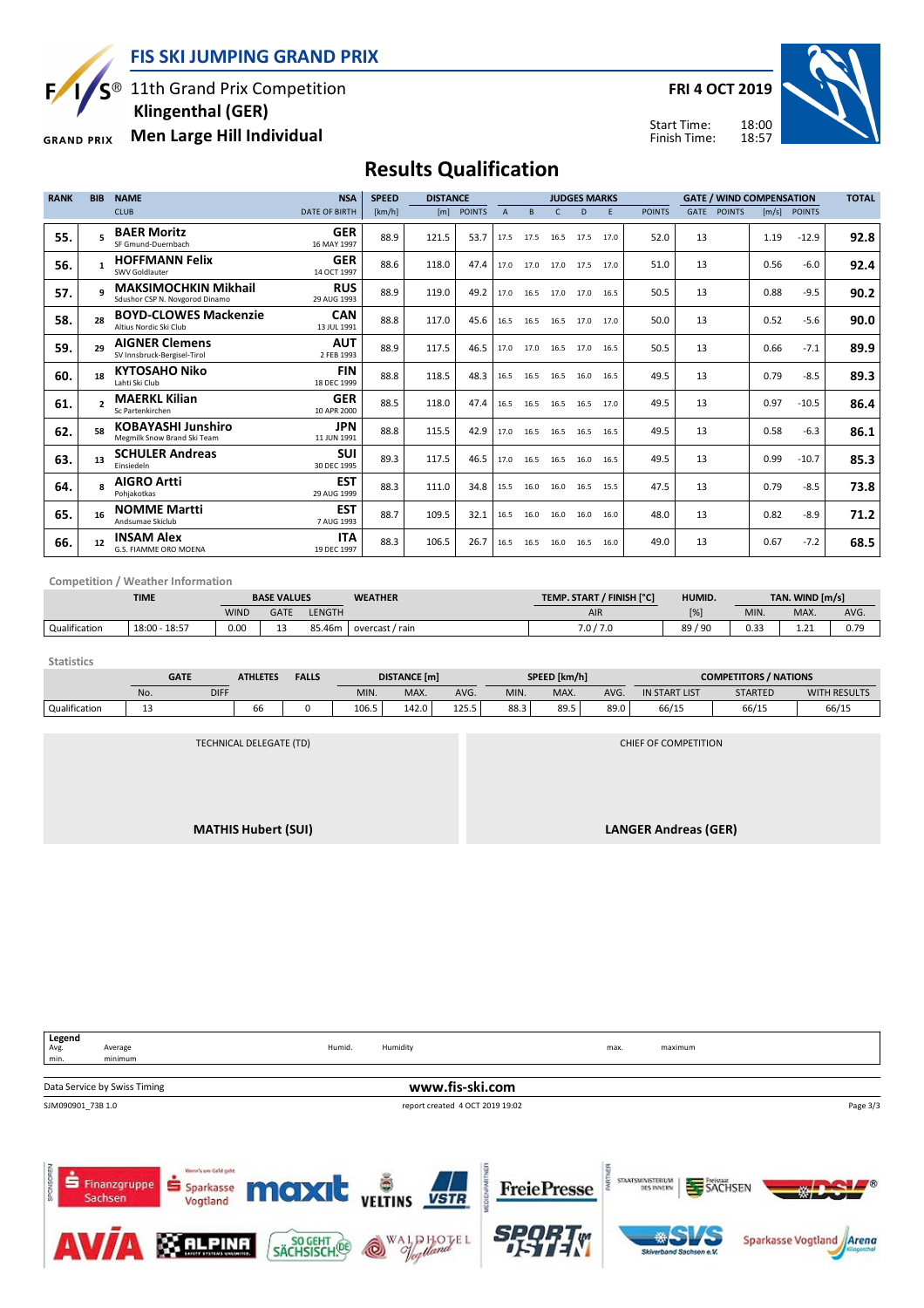# FIS SKI JUMPING GRAND PRIX

11th Grand Prix Competition
**Klingenthal (GER)**
**Men Large Hill Individual**

**FRI 4 OCT 2019**

Start Time: 18:00
Finish Time: 18:57

## Results Qualification

| RANK | BIB | NAME / CLUB | NSA / DATE OF BIRTH | SPEED [km/h] | DISTANCE [m] | DISTANCE POINTS | A | B | C | D | E | JUDGES POINTS | GATE | GATE POINTS | WIND [m/s] | WIND POINTS | TOTAL |
|---|---|---|---|---|---|---|---|---|---|---|---|---|---|---|---|---|---|
| 55. | 5 | **BAER Moritz** SF Gmund-Duernbach | GER 16 MAY 1997 | 88.9 | 121.5 | 53.7 | 17.5 | 17.5 | 16.5 | 17.5 | 17.0 | 52.0 | 13 | | 1.19 | -12.9 | **92.8** |
| 56. | 1 | **HOFFMANN Felix** SWV Goldlauter | GER 14 OCT 1997 | 88.6 | 118.0 | 47.4 | 17.0 | 17.0 | 17.0 | 17.5 | 17.0 | 51.0 | 13 | | 0.56 | -6.0 | **92.4** |
| 57. | 9 | **MAKSIMOCHKIN Mikhail** Sdushor CSP N. Novgorod Dinamo | RUS 29 AUG 1993 | 88.9 | 119.0 | 49.2 | 17.0 | 16.5 | 17.0 | 17.0 | 16.5 | 50.5 | 13 | | 0.88 | -9.5 | **90.2** |
| 58. | 28 | **BOYD-CLOWES Mackenzie** Altius Nordic Ski Club | CAN 13 JUL 1991 | 88.8 | 117.0 | 45.6 | 16.5 | 16.5 | 16.5 | 17.0 | 17.0 | 50.0 | 13 | | 0.52 | -5.6 | **90.0** |
| 59. | 29 | **AIGNER Clemens** SV Innsbruck-Bergisel-Tirol | AUT 2 FEB 1993 | 88.9 | 117.5 | 46.5 | 17.0 | 17.0 | 16.5 | 17.0 | 16.5 | 50.5 | 13 | | 0.66 | -7.1 | **89.9** |
| 60. | 18 | **KYTOSAHO Niko** Lahti Ski Club | FIN 18 DEC 1999 | 88.8 | 118.5 | 48.3 | 16.5 | 16.5 | 16.5 | 16.0 | 16.5 | 49.5 | 13 | | 0.79 | -8.5 | **89.3** |
| 61. | 2 | **MAERKL Kilian** Sc Partenkirchen | GER 10 APR 2000 | 88.5 | 118.0 | 47.4 | 16.5 | 16.5 | 16.5 | 16.5 | 17.0 | 49.5 | 13 | | 0.97 | -10.5 | **86.4** |
| 62. | 58 | **KOBAYASHI Junshiro** Megmilk Snow Brand Ski Team | JPN 11 JUN 1991 | 88.8 | 115.5 | 42.9 | 17.0 | 16.5 | 16.5 | 16.5 | 16.5 | 49.5 | 13 | | 0.58 | -6.3 | **86.1** |
| 63. | 13 | **SCHULER Andreas** Einsiedeln | SUI 30 DEC 1995 | 89.3 | 117.5 | 46.5 | 17.0 | 16.5 | 16.5 | 16.0 | 16.5 | 49.5 | 13 | | 0.99 | -10.7 | **85.3** |
| 64. | 8 | **AIGRO Artti** Pohjakotkas | EST 29 AUG 1999 | 88.3 | 111.0 | 34.8 | 15.5 | 16.0 | 16.0 | 16.5 | 15.5 | 47.5 | 13 | | 0.79 | -8.5 | **73.8** |
| 65. | 16 | **NOMME Martti** Andsumae Skiclub | EST 7 AUG 1993 | 88.7 | 109.5 | 32.1 | 16.5 | 16.0 | 16.0 | 16.0 | 16.0 | 48.0 | 13 | | 0.82 | -8.9 | **71.2** |
| 66. | 12 | **INSAM Alex** G.S. FIAMME ORO MOENA | ITA 19 DEC 1997 | 88.3 | 106.5 | 26.7 | 16.5 | 16.5 | 16.0 | 16.5 | 16.0 | 49.0 | 13 | | 0.67 | -7.2 | **68.5** |

### Competition / Weather Information

| | TIME | BASE VALUES WIND | BASE VALUES GATE | BASE VALUES LENGTH | WEATHER | TEMP. START / FINISH [°C] AIR | HUMID. [%] | TAN. WIND [m/s] MIN. | MAX. | AVG. |
|---|---|---|---|---|---|---|---|---|---|---|
| Qualification | 18:00 - 18:57 | 0.00 | 13 | 85.46m | overcast / rain | 7.0 / 7.0 | 89 / 90 | 0.33 | 1.21 | 0.79 |

### Statistics

| | GATE No. | GATE DIFF | ATHLETES | FALLS | DISTANCE [m] MIN. | MAX. | AVG. | SPEED [km/h] MIN. | MAX. | AVG. | COMPETITORS / NATIONS IN START LIST | STARTED | WITH RESULTS |
|---|---|---|---|---|---|---|---|---|---|---|---|---|---|
| Qualification | 13 | | 66 | 0 | 106.5 | 142.0 | 125.5 | 88.3 | 89.5 | 89.0 | 66/15 | 66/15 | 66/15 |

TECHNICAL DELEGATE (TD)

**MATHIS Hubert (SUI)**

CHIEF OF COMPETITION

**LANGER Andreas (GER)**

**Legend**
Avg. Average
min. minimum
Humid. Humidity
max. maximum

Data Service by Swiss Timing
**www.fis-ski.com**
SJM090901_73B 1.0
report created 4 OCT 2019 19:02